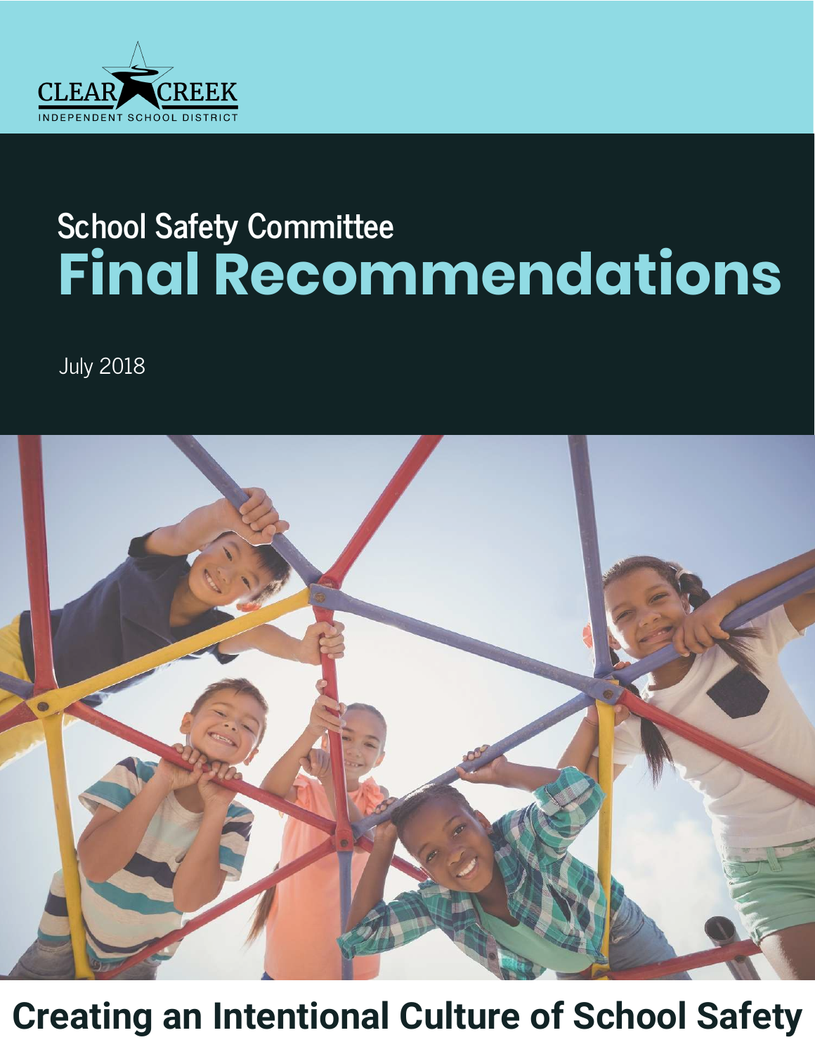CLEAR CREEK
INDEPENDENT SCHOOL DISTRICT

## School Safety Committee

# Final Recommendations

July 2018

## Creating an Intentional Culture of School Safety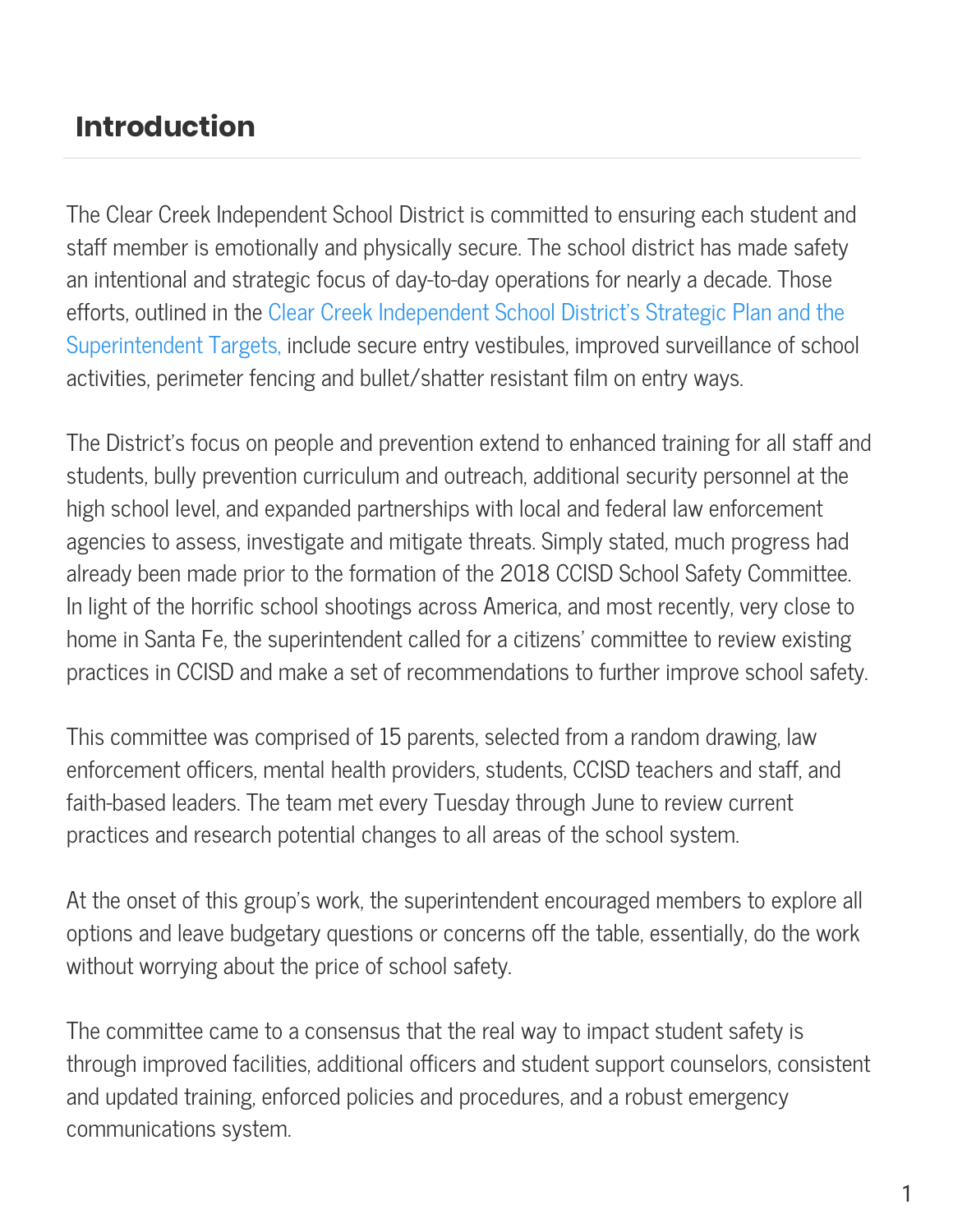## Introduction

The Clear Creek Independent School District is committed to ensuring each student and staff member is emotionally and physically secure. The school district has made safety an intentional and strategic focus of day-to-day operations for nearly a decade. Those efforts, outlined in the Clear Creek Independent School District's Strategic Plan and the Superintendent Targets, include secure entry vestibules, improved surveillance of school activities, perimeter fencing and bullet/shatter resistant film on entry ways.

The District's focus on people and prevention extend to enhanced training for all staff and students, bully prevention curriculum and outreach, additional security personnel at the high school level, and expanded partnerships with local and federal law enforcement agencies to assess, investigate and mitigate threats. Simply stated, much progress had already been made prior to the formation of the 2018 CCISD School Safety Committee. In light of the horrific school shootings across America, and most recently, very close to home in Santa Fe, the superintendent called for a citizens' committee to review existing practices in CCISD and make a set of recommendations to further improve school safety.

This committee was comprised of 15 parents, selected from a random drawing, law enforcement officers, mental health providers, students, CCISD teachers and staff, and faith-based leaders. The team met every Tuesday through June to review current practices and research potential changes to all areas of the school system.

At the onset of this group's work, the superintendent encouraged members to explore all options and leave budgetary questions or concerns off the table, essentially, do the work without worrying about the price of school safety.

The committee came to a consensus that the real way to impact student safety is through improved facilities, additional officers and student support counselors, consistent and updated training, enforced policies and procedures, and a robust emergency communications system.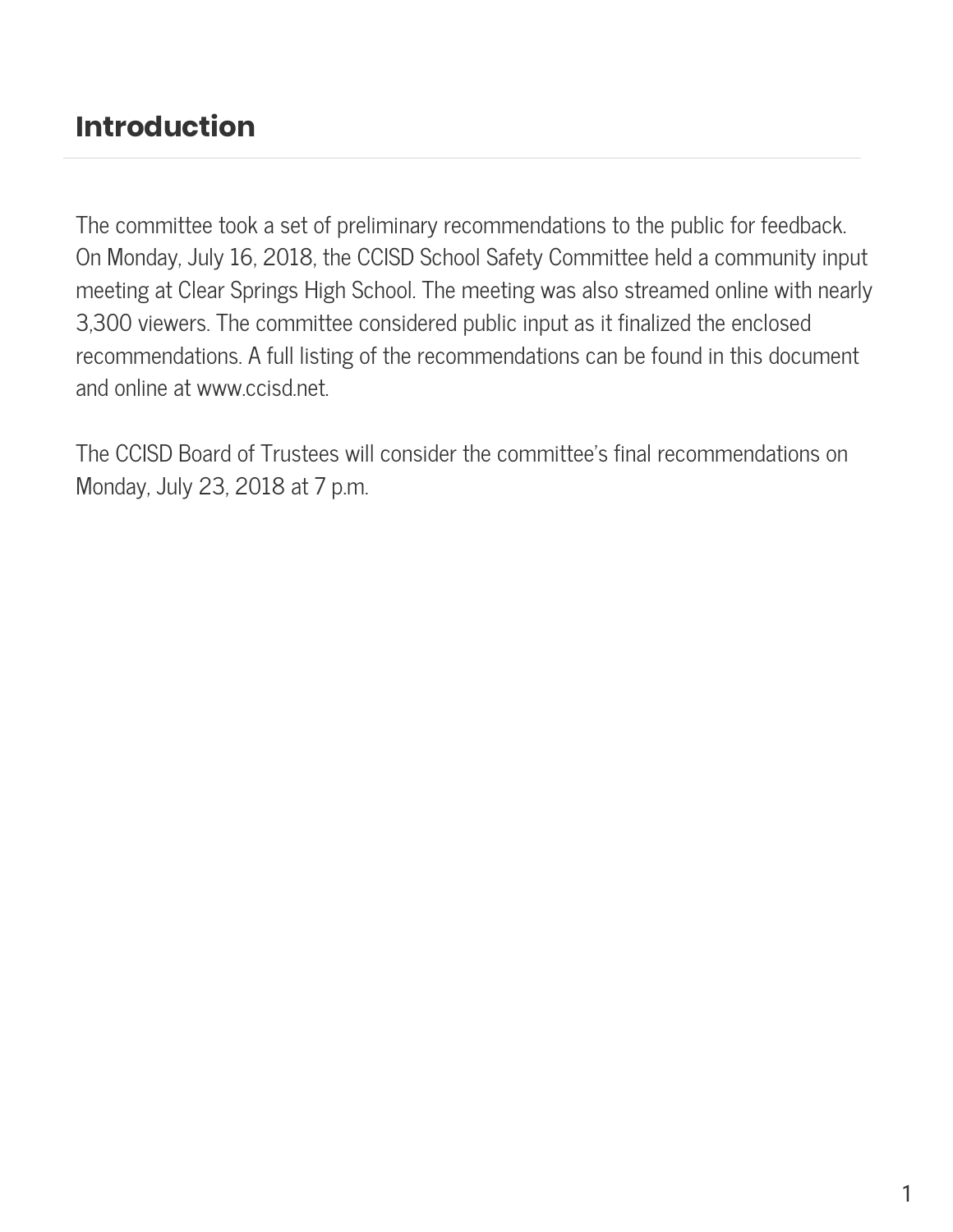## Introduction

The committee took a set of preliminary recommendations to the public for feedback. On Monday, July 16, 2018, the CCISD School Safety Committee held a community input meeting at Clear Springs High School. The meeting was also streamed online with nearly 3,300 viewers. The committee considered public input as it finalized the enclosed recommendations. A full listing of the recommendations can be found in this document and online at www.ccisd.net.

The CCISD Board of Trustees will consider the committee's final recommendations on Monday, July 23, 2018 at 7 p.m.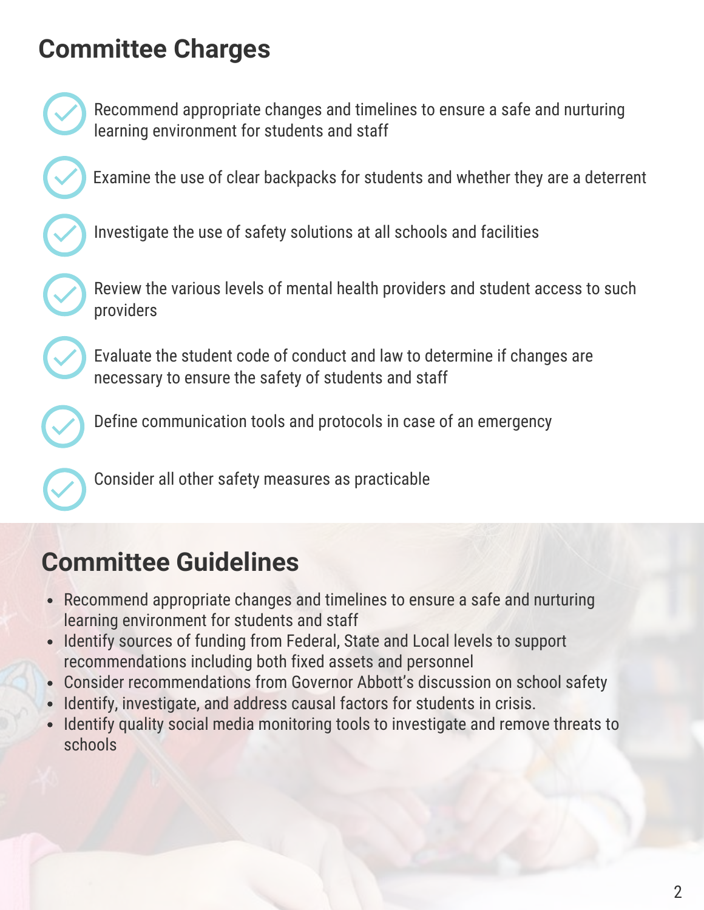## Committee Charges

- Recommend appropriate changes and timelines to ensure a safe and nurturing learning environment for students and staff
- Examine the use of clear backpacks for students and whether they are a deterrent
- Investigate the use of safety solutions at all schools and facilities
- Review the various levels of mental health providers and student access to such providers
- Evaluate the student code of conduct and law to determine if changes are necessary to ensure the safety of students and staff
- Define communication tools and protocols in case of an emergency
- Consider all other safety measures as practicable

## Committee Guidelines

- Recommend appropriate changes and timelines to ensure a safe and nurturing learning environment for students and staff
- Identify sources of funding from Federal, State and Local levels to support recommendations including both fixed assets and personnel
- Consider recommendations from Governor Abbott's discussion on school safety
- Identify, investigate, and address causal factors for students in crisis.
- Identify quality social media monitoring tools to investigate and remove threats to schools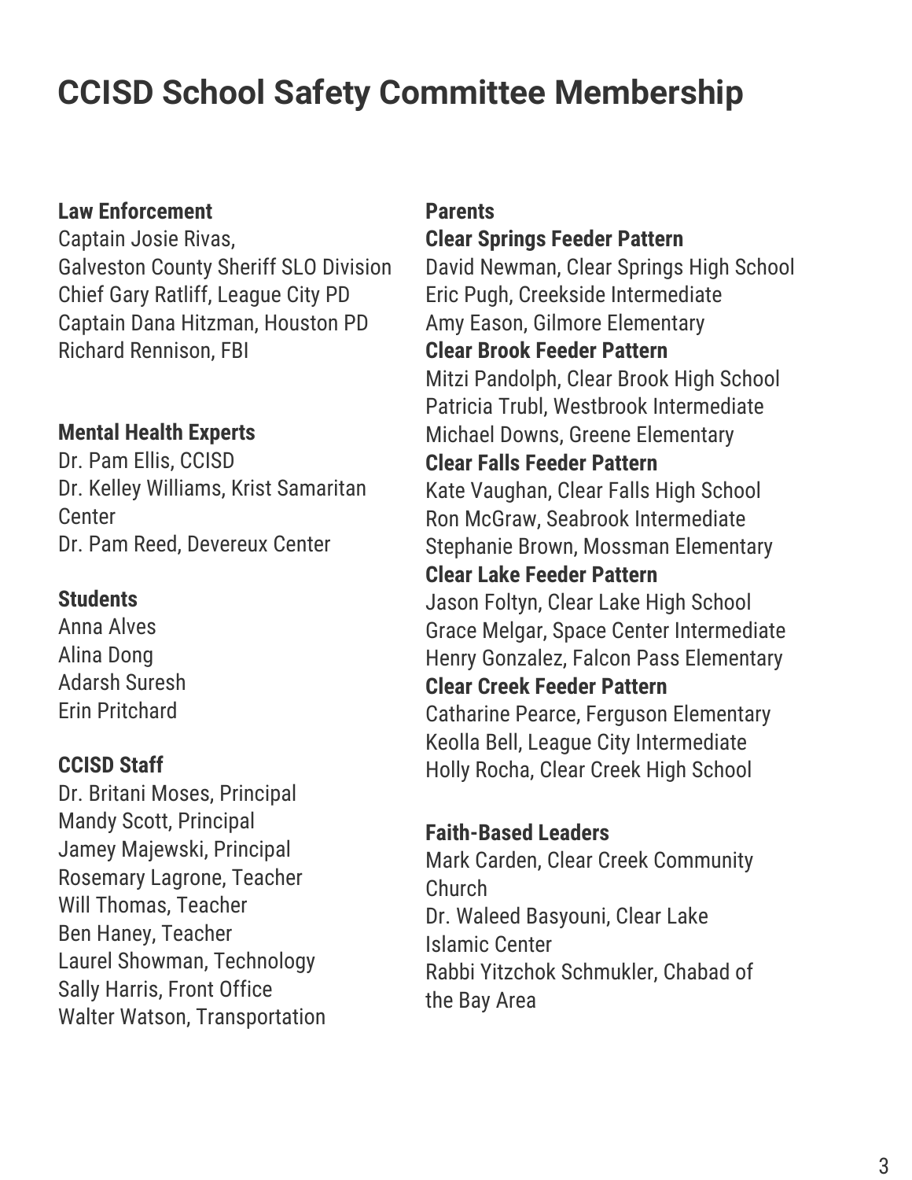# CCISD School Safety Committee Membership

**Law Enforcement**

Captain Josie Rivas,
Galveston County Sheriff SLO Division
Chief Gary Ratliff, League City PD
Captain Dana Hitzman, Houston PD
Richard Rennison, FBI

**Mental Health Experts**

Dr. Pam Ellis, CCISD
Dr. Kelley Williams, Krist Samaritan Center
Dr. Pam Reed, Devereux Center

**Students**

Anna Alves
Alina Dong
Adarsh Suresh
Erin Pritchard

**CCISD Staff**

Dr. Britani Moses, Principal
Mandy Scott, Principal
Jamey Majewski, Principal
Rosemary Lagrone, Teacher
Will Thomas, Teacher
Ben Haney, Teacher
Laurel Showman, Technology
Sally Harris, Front Office
Walter Watson, Transportation

**Parents**

**Clear Springs Feeder Pattern**

David Newman, Clear Springs High School
Eric Pugh, Creekside Intermediate
Amy Eason, Gilmore Elementary

**Clear Brook Feeder Pattern**

Mitzi Pandolph, Clear Brook High School
Patricia Trubl, Westbrook Intermediate
Michael Downs, Greene Elementary

**Clear Falls Feeder Pattern**

Kate Vaughan, Clear Falls High School
Ron McGraw, Seabrook Intermediate
Stephanie Brown, Mossman Elementary

**Clear Lake Feeder Pattern**

Jason Foltyn, Clear Lake High School
Grace Melgar, Space Center Intermediate
Henry Gonzalez, Falcon Pass Elementary

**Clear Creek Feeder Pattern**

Catharine Pearce, Ferguson Elementary
Keolla Bell, League City Intermediate
Holly Rocha, Clear Creek High School

**Faith-Based Leaders**

Mark Carden, Clear Creek Community Church
Dr. Waleed Basyouni, Clear Lake Islamic Center
Rabbi Yitzchok Schmukler, Chabad of the Bay Area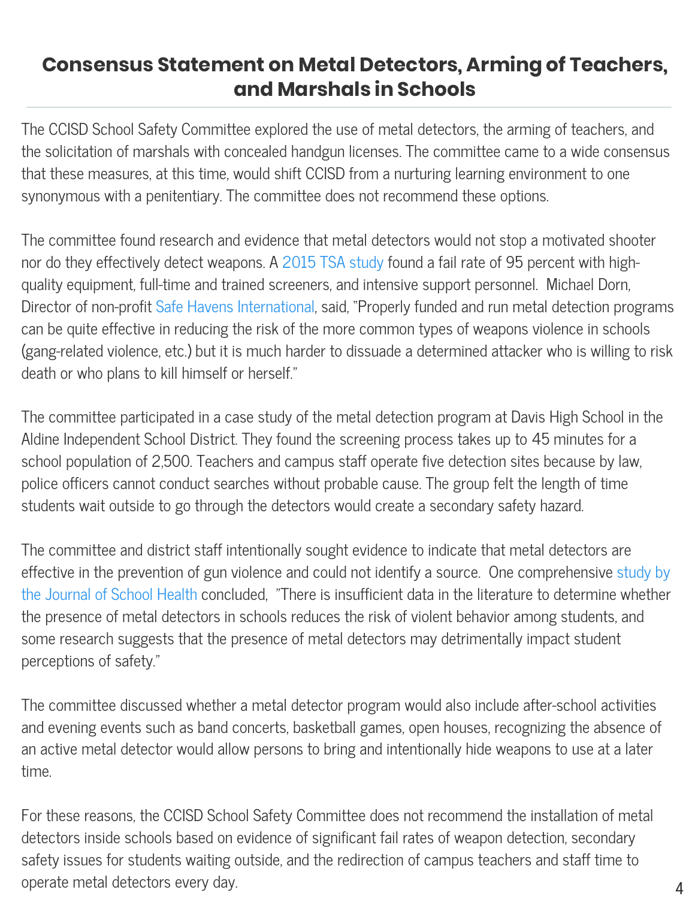# Consensus Statement on Metal Detectors, Arming of Teachers, and Marshals in Schools

The CCISD School Safety Committee explored the use of metal detectors, the arming of teachers, and the solicitation of marshals with concealed handgun licenses. The committee came to a wide consensus that these measures, at this time, would shift CCISD from a nurturing learning environment to one synonymous with a penitentiary. The committee does not recommend these options.

The committee found research and evidence that metal detectors would not stop a motivated shooter nor do they effectively detect weapons. A 2015 TSA study found a fail rate of 95 percent with high-quality equipment, full-time and trained screeners, and intensive support personnel. Michael Dorn, Director of non-profit Safe Havens International, said, "Properly funded and run metal detection programs can be quite effective in reducing the risk of the more common types of weapons violence in schools (gang-related violence, etc.) but it is much harder to dissuade a determined attacker who is willing to risk death or who plans to kill himself or herself."

The committee participated in a case study of the metal detection program at Davis High School in the Aldine Independent School District. They found the screening process takes up to 45 minutes for a school population of 2,500. Teachers and campus staff operate five detection sites because by law, police officers cannot conduct searches without probable cause. The group felt the length of time students wait outside to go through the detectors would create a secondary safety hazard.

The committee and district staff intentionally sought evidence to indicate that metal detectors are effective in the prevention of gun violence and could not identify a source. One comprehensive study by the Journal of School Health concluded, "There is insufficient data in the literature to determine whether the presence of metal detectors in schools reduces the risk of violent behavior among students, and some research suggests that the presence of metal detectors may detrimentally impact student perceptions of safety."

The committee discussed whether a metal detector program would also include after-school activities and evening events such as band concerts, basketball games, open houses, recognizing the absence of an active metal detector would allow persons to bring and intentionally hide weapons to use at a later time.

For these reasons, the CCISD School Safety Committee does not recommend the installation of metal detectors inside schools based on evidence of significant fail rates of weapon detection, secondary safety issues for students waiting outside, and the redirection of campus teachers and staff time to operate metal detectors every day.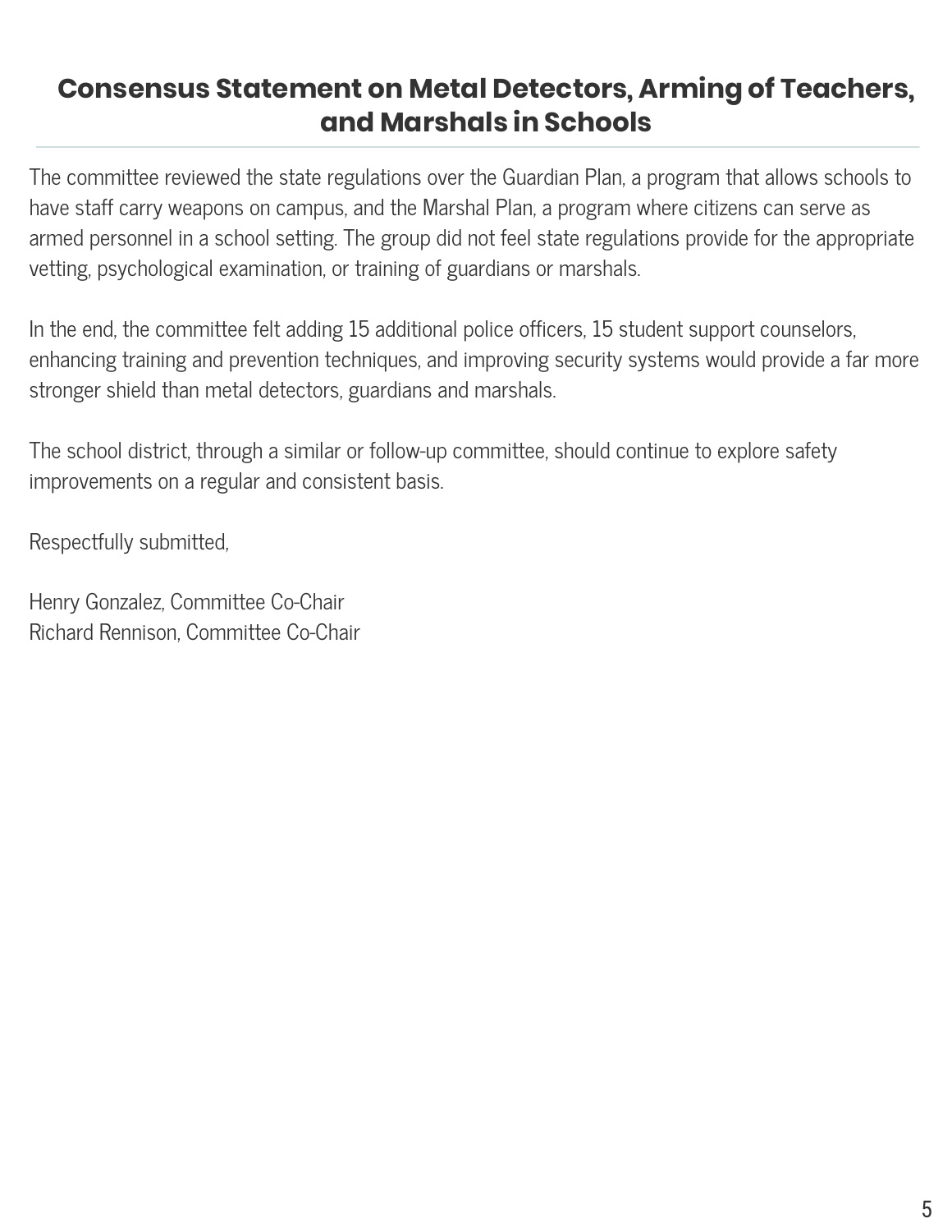## Consensus Statement on Metal Detectors, Arming of Teachers, and Marshals in Schools

The committee reviewed the state regulations over the Guardian Plan, a program that allows schools to have staff carry weapons on campus, and the Marshal Plan, a program where citizens can serve as armed personnel in a school setting. The group did not feel state regulations provide for the appropriate vetting, psychological examination, or training of guardians or marshals.

In the end, the committee felt adding 15 additional police officers, 15 student support counselors, enhancing training and prevention techniques, and improving security systems would provide a far more stronger shield than metal detectors, guardians and marshals.

The school district, through a similar or follow-up committee, should continue to explore safety improvements on a regular and consistent basis.

Respectfully submitted,

Henry Gonzalez, Committee Co-Chair
Richard Rennison, Committee Co-Chair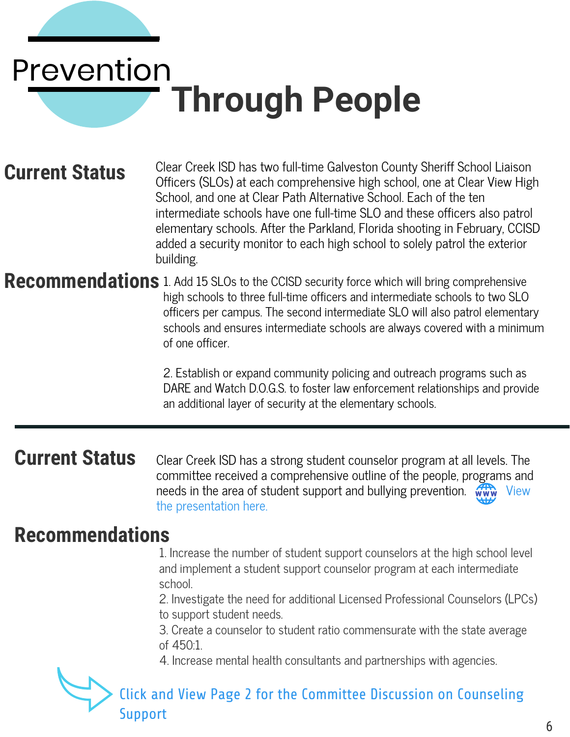# Prevention Through People

## Current Status

Clear Creek ISD has two full-time Galveston County Sheriff School Liaison Officers (SLOs) at each comprehensive high school, one at Clear View High School, and one at Clear Path Alternative School. Each of the ten intermediate schools have one full-time SLO and these officers also patrol elementary schools. After the Parkland, Florida shooting in February, CCISD added a security monitor to each high school to solely patrol the exterior building.

## Recommendations

1. Add 15 SLOs to the CCISD security force which will bring comprehensive high schools to three full-time officers and intermediate schools to two SLO officers per campus. The second intermediate SLO will also patrol elementary schools and ensures intermediate schools are always covered with a minimum of one officer.

2. Establish or expand community policing and outreach programs such as DARE and Watch D.O.G.S. to foster law enforcement relationships and provide an additional layer of security at the elementary schools.

---

## Current Status

Clear Creek ISD has a strong student counselor program at all levels. The committee received a comprehensive outline of the people, programs and needs in the area of student support and bullying prevention. View the presentation here.

## Recommendations

1. Increase the number of student support counselors at the high school level and implement a student support counselor program at each intermediate school.
2. Investigate the need for additional Licensed Professional Counselors (LPCs) to support student needs.
3. Create a counselor to student ratio commensurate with the state average of 450:1.
4. Increase mental health consultants and partnerships with agencies.

Click and View Page 2 for the Committee Discussion on Counseling Support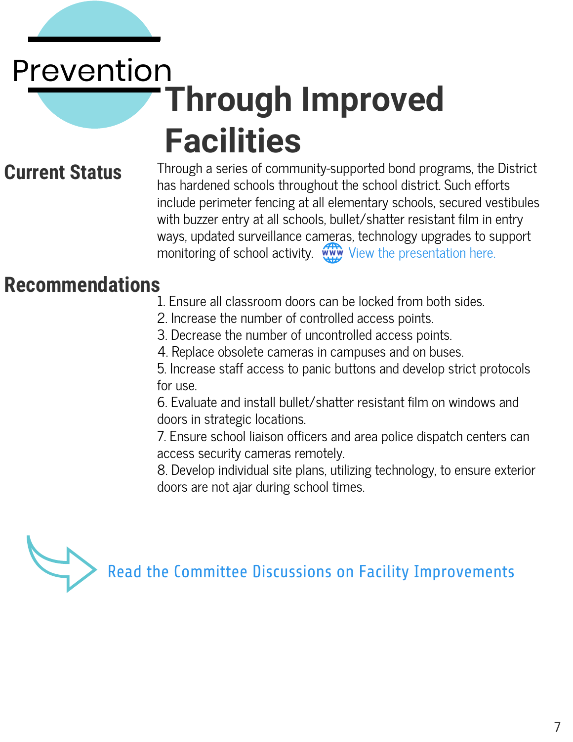# Prevention Through Improved Facilities

## Current Status

Through a series of community-supported bond programs, the District has hardened schools throughout the school district. Such efforts include perimeter fencing at all elementary schools, secured vestibules with buzzer entry at all schools, bullet/shatter resistant film in entry ways, updated surveillance cameras, technology upgrades to support monitoring of school activity. View the presentation here.

## Recommendations

1. Ensure all classroom doors can be locked from both sides.
2. Increase the number of controlled access points.
3. Decrease the number of uncontrolled access points.
4. Replace obsolete cameras in campuses and on buses.
5. Increase staff access to panic buttons and develop strict protocols for use.
6. Evaluate and install bullet/shatter resistant film on windows and doors in strategic locations.
7. Ensure school liaison officers and area police dispatch centers can access security cameras remotely.
8. Develop individual site plans, utilizing technology, to ensure exterior doors are not ajar during school times.

Read the Committee Discussions on Facility Improvements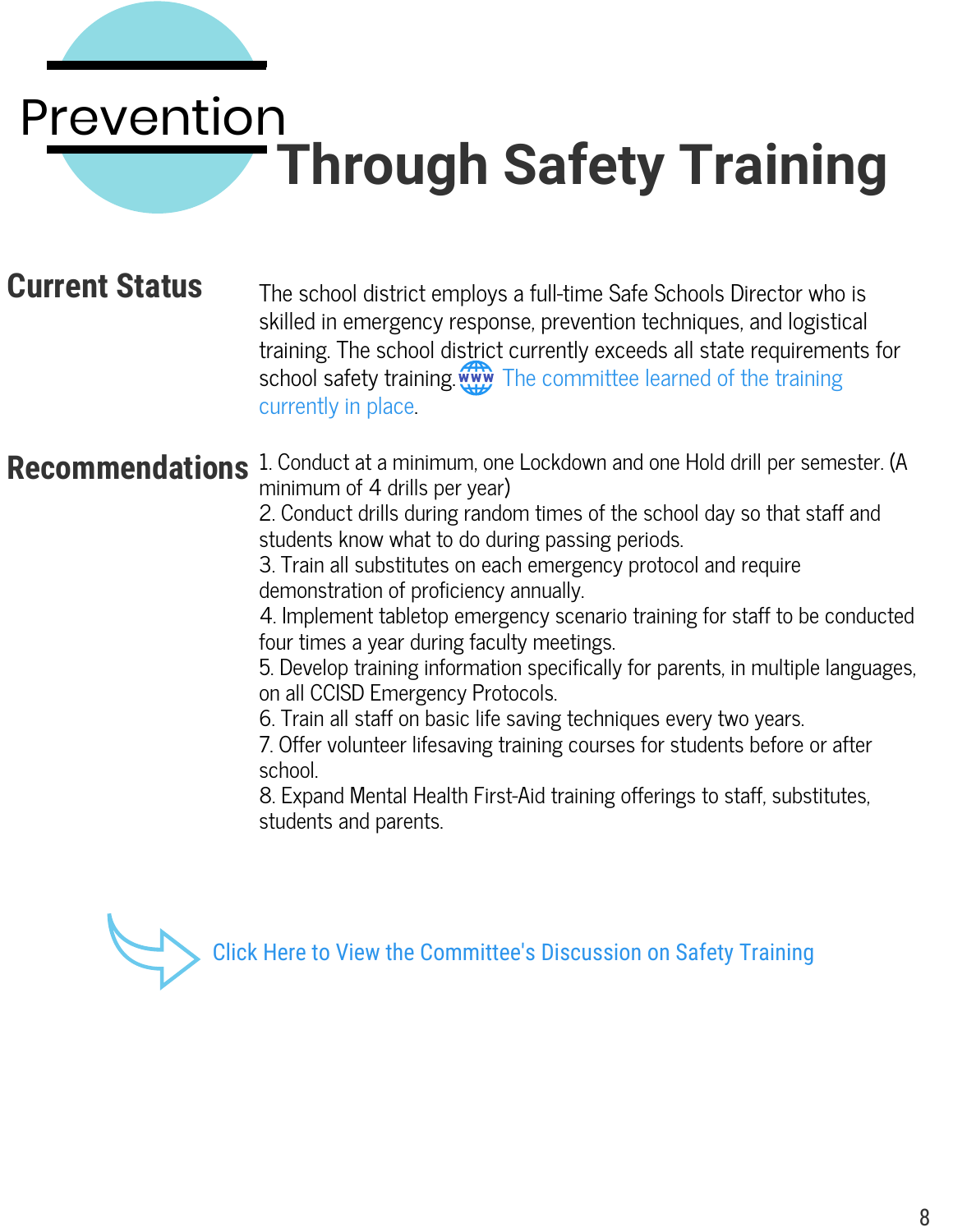# Prevention Through Safety Training

## Current Status

The school district employs a full-time Safe Schools Director who is skilled in emergency response, prevention techniques, and logistical training. The school district currently exceeds all state requirements for school safety training. The committee learned of the training currently in place.

## Recommendations

1. Conduct at a minimum, one Lockdown and one Hold drill per semester. (A minimum of 4 drills per year)
2. Conduct drills during random times of the school day so that staff and students know what to do during passing periods.
3. Train all substitutes on each emergency protocol and require demonstration of proficiency annually.
4. Implement tabletop emergency scenario training for staff to be conducted four times a year during faculty meetings.
5. Develop training information specifically for parents, in multiple languages, on all CCISD Emergency Protocols.
6. Train all staff on basic life saving techniques every two years.
7. Offer volunteer lifesaving training courses for students before or after school.
8. Expand Mental Health First-Aid training offerings to staff, substitutes, students and parents.

Click Here to View the Committee's Discussion on Safety Training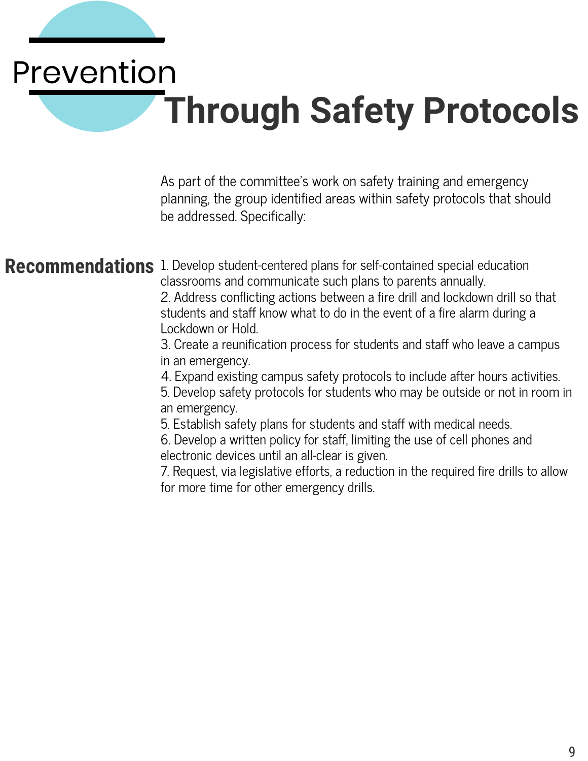# Prevention Through Safety Protocols

As part of the committee's work on safety training and emergency planning, the group identified areas within safety protocols that should be addressed. Specifically:

## Recommendations

1. Develop student-centered plans for self-contained special education classrooms and communicate such plans to parents annually.
2. Address conflicting actions between a fire drill and lockdown drill so that students and staff know what to do in the event of a fire alarm during a Lockdown or Hold.
3. Create a reunification process for students and staff who leave a campus in an emergency.
4. Expand existing campus safety protocols to include after hours activities.
5. Develop safety protocols for students who may be outside or not in room in an emergency.
5. Establish safety plans for students and staff with medical needs.
6. Develop a written policy for staff, limiting the use of cell phones and electronic devices until an all-clear is given.
7. Request, via legislative efforts, a reduction in the required fire drills to allow for more time for other emergency drills.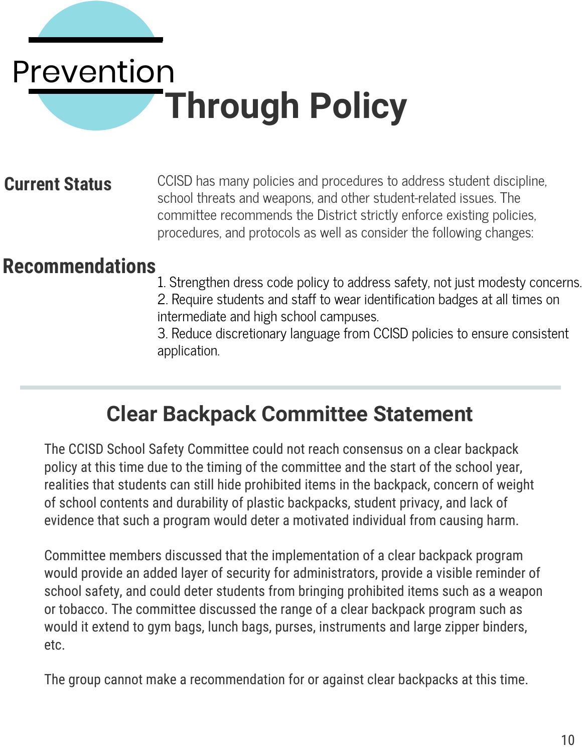# Prevention Through Policy

**Current Status**

CCISD has many policies and procedures to address student discipline, school threats and weapons, and other student-related issues. The committee recommends the District strictly enforce existing policies, procedures, and protocols as well as consider the following changes:

**Recommendations**

1. Strengthen dress code policy to address safety, not just modesty concerns.
2. Require students and staff to wear identification badges at all times on intermediate and high school campuses.
3. Reduce discretionary language from CCISD policies to ensure consistent application.

## Clear Backpack Committee Statement

The CCISD School Safety Committee could not reach consensus on a clear backpack policy at this time due to the timing of the committee and the start of the school year, realities that students can still hide prohibited items in the backpack, concern of weight of school contents and durability of plastic backpacks, student privacy, and lack of evidence that such a program would deter a motivated individual from causing harm.

Committee members discussed that the implementation of a clear backpack program would provide an added layer of security for administrators, provide a visible reminder of school safety, and could deter students from bringing prohibited items such as a weapon or tobacco. The committee discussed the range of a clear backpack program such as would it extend to gym bags, lunch bags, purses, instruments and large zipper binders, etc.

The group cannot make a recommendation for or against clear backpacks at this time.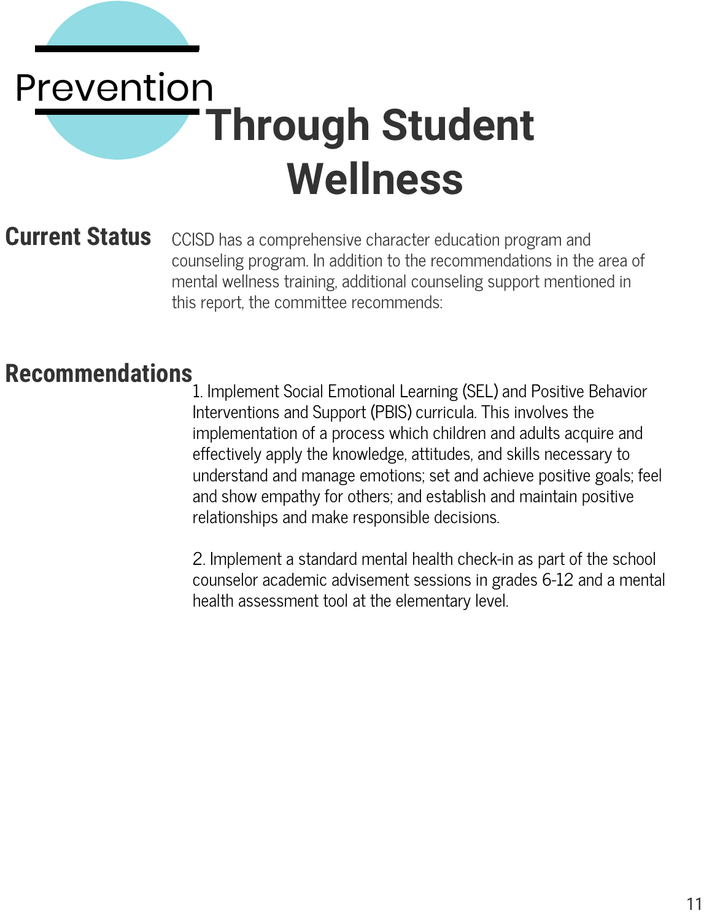# Prevention Through Student Wellness

## Current Status

CCISD has a comprehensive character education program and counseling program. In addition to the recommendations in the area of mental wellness training, additional counseling support mentioned in this report, the committee recommends:

## Recommendations

1. Implement Social Emotional Learning (SEL) and Positive Behavior Interventions and Support (PBIS) curricula. This involves the implementation of a process which children and adults acquire and effectively apply the knowledge, attitudes, and skills necessary to understand and manage emotions; set and achieve positive goals; feel and show empathy for others; and establish and maintain positive relationships and make responsible decisions.

2. Implement a standard mental health check-in as part of the school counselor academic advisement sessions in grades 6-12 and a mental health assessment tool at the elementary level.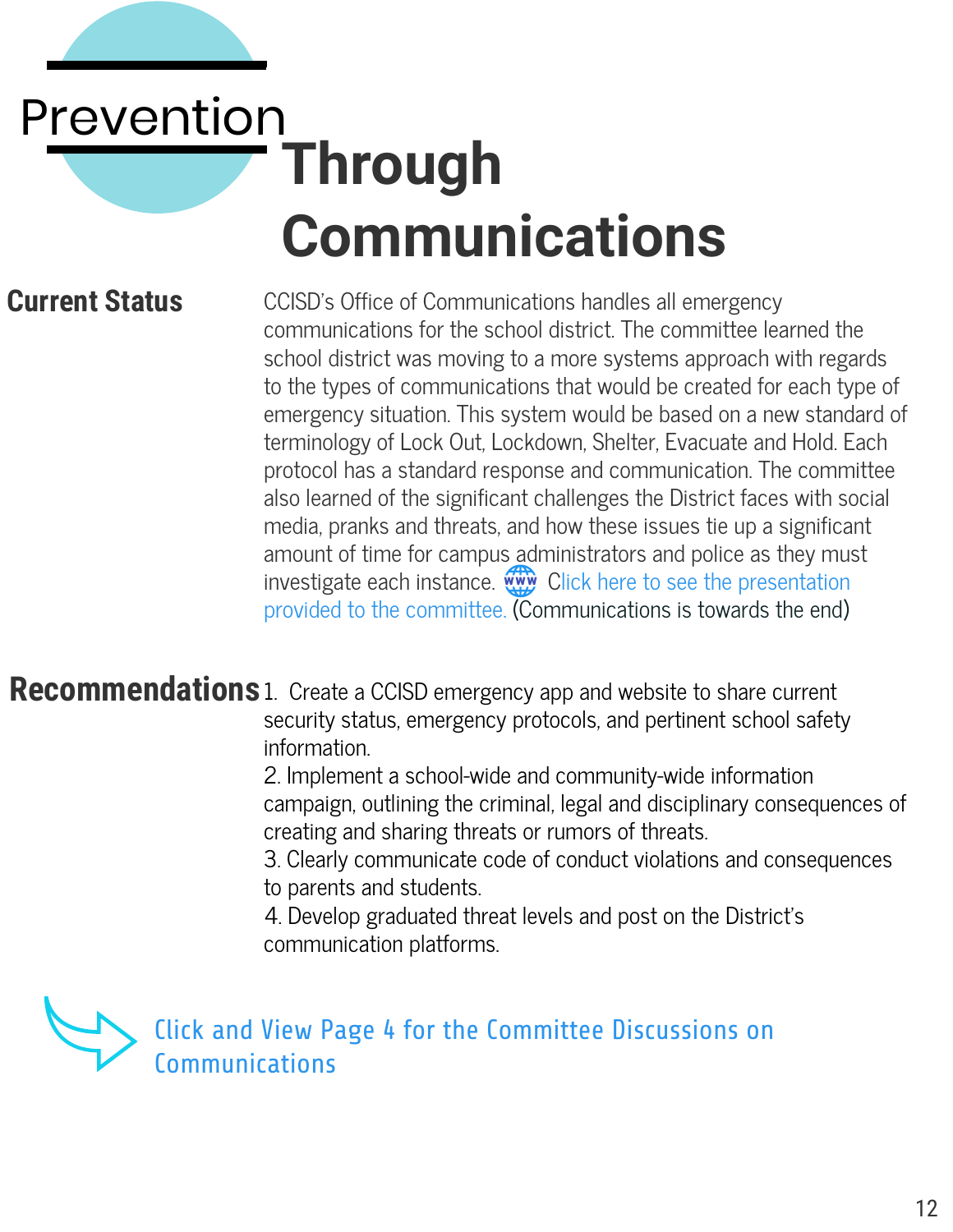# Prevention Through Communications

## Current Status

CCISD's Office of Communications handles all emergency communications for the school district. The committee learned the school district was moving to a more systems approach with regards to the types of communications that would be created for each type of emergency situation. This system would be based on a new standard of terminology of Lock Out, Lockdown, Shelter, Evacuate and Hold. Each protocol has a standard response and communication. The committee also learned of the significant challenges the District faces with social media, pranks and threats, and how these issues tie up a significant amount of time for campus administrators and police as they must investigate each instance. Click here to see the presentation provided to the committee. (Communications is towards the end)

## Recommendations

1. Create a CCISD emergency app and website to share current security status, emergency protocols, and pertinent school safety information.
2. Implement a school-wide and community-wide information campaign, outlining the criminal, legal and disciplinary consequences of creating and sharing threats or rumors of threats.
3. Clearly communicate code of conduct violations and consequences to parents and students.
4. Develop graduated threat levels and post on the District's communication platforms.

Click and View Page 4 for the Committee Discussions on Communications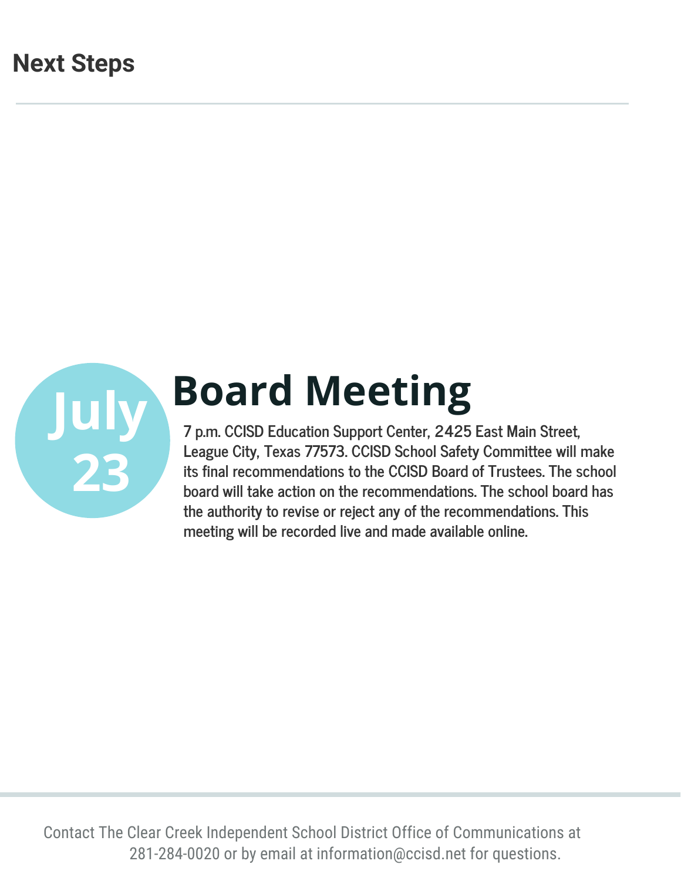## Next Steps

---

**July 23**

# Board Meeting

7 p.m. CCISD Education Support Center, 2425 East Main Street, League City, Texas 77573. CCISD School Safety Committee will make its final recommendations to the CCISD Board of Trustees. The school board will take action on the recommendations. The school board has the authority to revise or reject any of the recommendations. This meeting will be recorded live and made available online.

---

Contact The Clear Creek Independent School District Office of Communications at 281-284-0020 or by email at information@ccisd.net for questions.